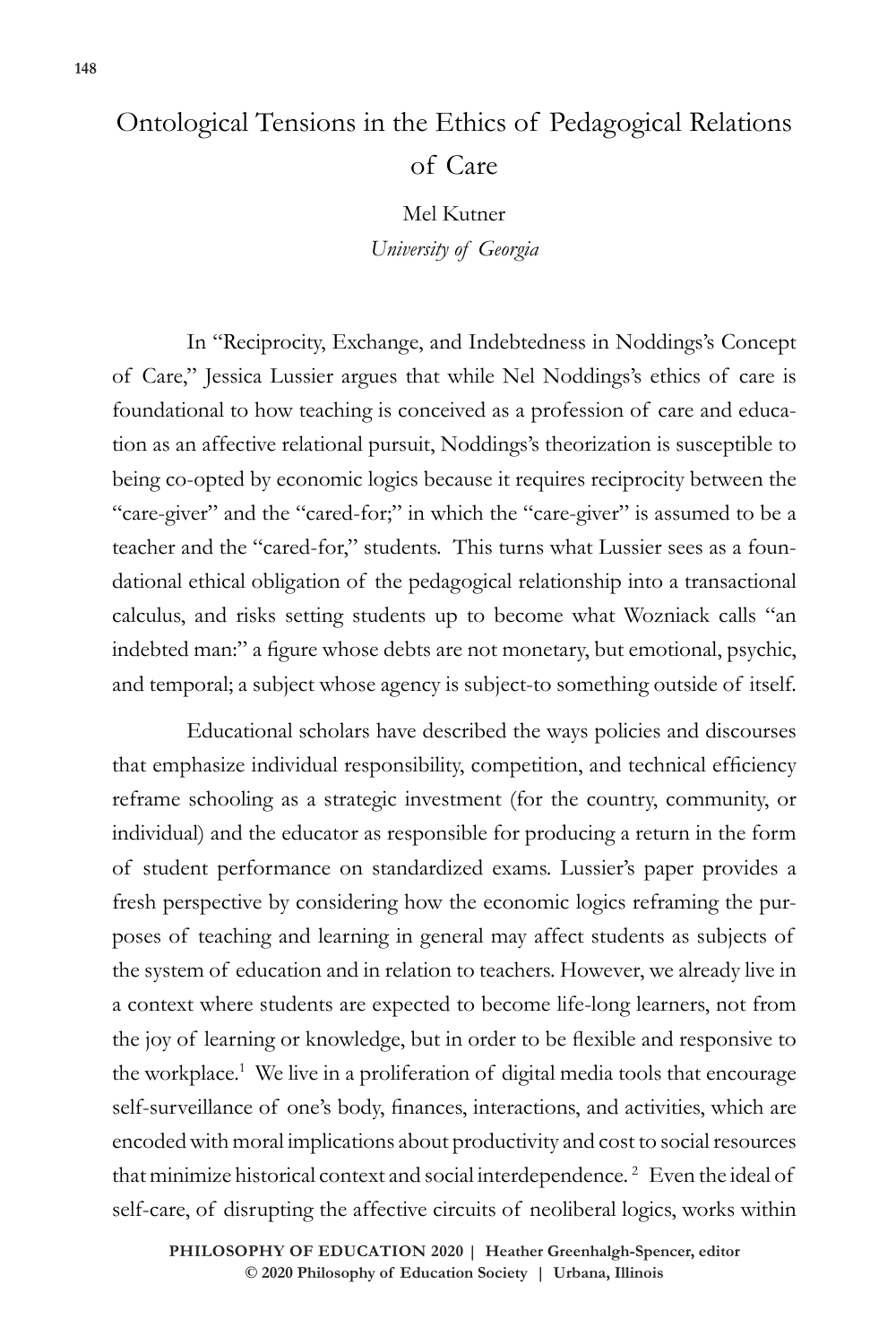# Ontological Tensions in the Ethics of Pedagogical Relations of Care

Mel Kutner
*University of Georgia*

In "Reciprocity, Exchange, and Indebtedness in Noddings's Concept of Care," Jessica Lussier argues that while Nel Noddings's ethics of care is foundational to how teaching is conceived as a profession of care and education as an affective relational pursuit, Noddings's theorization is susceptible to being co-opted by economic logics because it requires reciprocity between the "care-giver" and the "cared-for;" in which the "care-giver" is assumed to be a teacher and the "cared-for," students. This turns what Lussier sees as a foundational ethical obligation of the pedagogical relationship into a transactional calculus, and risks setting students up to become what Wozniack calls "an indebted man:" a figure whose debts are not monetary, but emotional, psychic, and temporal; a subject whose agency is subject-to something outside of itself.

Educational scholars have described the ways policies and discourses that emphasize individual responsibility, competition, and technical efficiency reframe schooling as a strategic investment (for the country, community, or individual) and the educator as responsible for producing a return in the form of student performance on standardized exams. Lussier's paper provides a fresh perspective by considering how the economic logics reframing the purposes of teaching and learning in general may affect students as subjects of the system of education and in relation to teachers. However, we already live in a context where students are expected to become life-long learners, not from the joy of learning or knowledge, but in order to be flexible and responsive to the workplace.[1] We live in a proliferation of digital media tools that encourage self-surveillance of one's body, finances, interactions, and activities, which are encoded with moral implications about productivity and cost to social resources that minimize historical context and social interdependence.[2] Even the ideal of self-care, of disrupting the affective circuits of neoliberal logics, works within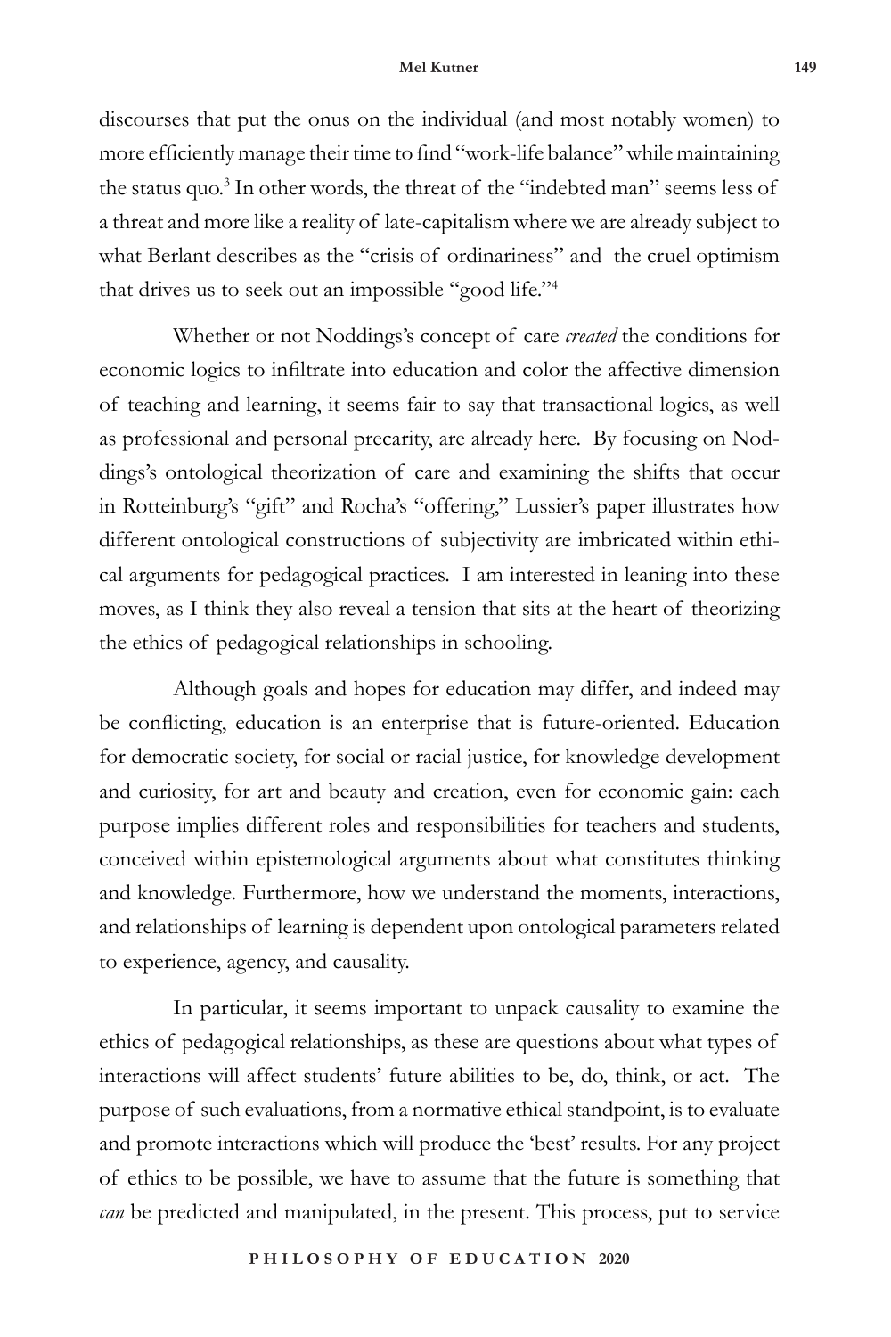discourses that put the onus on the individual (and most notably women) to more efficiently manage their time to find "work-life balance" while maintaining the status quo.[3] In other words, the threat of the "indebted man" seems less of a threat and more like a reality of late-capitalism where we are already subject to what Berlant describes as the "crisis of ordinariness" and the cruel optimism that drives us to seek out an impossible "good life."[4]

Whether or not Noddings's concept of care *created* the conditions for economic logics to infiltrate into education and color the affective dimension of teaching and learning, it seems fair to say that transactional logics, as well as professional and personal precarity, are already here. By focusing on Noddings's ontological theorization of care and examining the shifts that occur in Rotteinburg's "gift" and Rocha's "offering," Lussier's paper illustrates how different ontological constructions of subjectivity are imbricated within ethical arguments for pedagogical practices. I am interested in leaning into these moves, as I think they also reveal a tension that sits at the heart of theorizing the ethics of pedagogical relationships in schooling.

Although goals and hopes for education may differ, and indeed may be conflicting, education is an enterprise that is future-oriented. Education for democratic society, for social or racial justice, for knowledge development and curiosity, for art and beauty and creation, even for economic gain: each purpose implies different roles and responsibilities for teachers and students, conceived within epistemological arguments about what constitutes thinking and knowledge. Furthermore, how we understand the moments, interactions, and relationships of learning is dependent upon ontological parameters related to experience, agency, and causality.

In particular, it seems important to unpack causality to examine the ethics of pedagogical relationships, as these are questions about what types of interactions will affect students' future abilities to be, do, think, or act. The purpose of such evaluations, from a normative ethical standpoint, is to evaluate and promote interactions which will produce the 'best' results. For any project of ethics to be possible, we have to assume that the future is something that *can* be predicted and manipulated, in the present. This process, put to service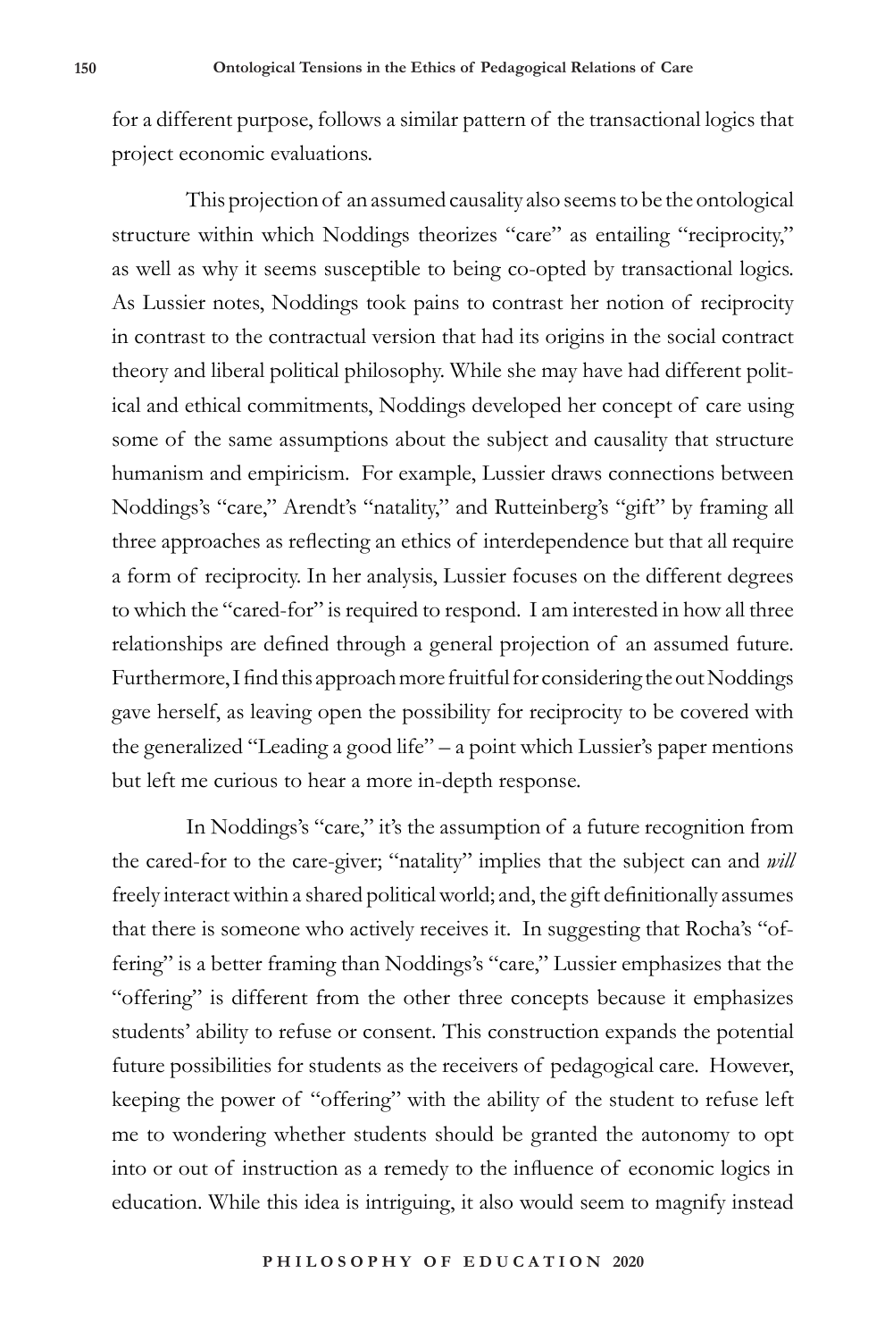for a different purpose, follows a similar pattern of the transactional logics that project economic evaluations.

This projection of an assumed causality also seems to be the ontological structure within which Noddings theorizes "care" as entailing "reciprocity," as well as why it seems susceptible to being co-opted by transactional logics. As Lussier notes, Noddings took pains to contrast her notion of reciprocity in contrast to the contractual version that had its origins in the social contract theory and liberal political philosophy. While she may have had different political and ethical commitments, Noddings developed her concept of care using some of the same assumptions about the subject and causality that structure humanism and empiricism. For example, Lussier draws connections between Noddings's "care," Arendt's "natality," and Rutteinberg's "gift" by framing all three approaches as reflecting an ethics of interdependence but that all require a form of reciprocity. In her analysis, Lussier focuses on the different degrees to which the "cared-for" is required to respond. I am interested in how all three relationships are defined through a general projection of an assumed future. Furthermore, I find this approach more fruitful for considering the out Noddings gave herself, as leaving open the possibility for reciprocity to be covered with the generalized "Leading a good life" – a point which Lussier's paper mentions but left me curious to hear a more in-depth response.

In Noddings's "care," it's the assumption of a future recognition from the cared-for to the care-giver; "natality" implies that the subject can and *will* freely interact within a shared political world; and, the gift definitionally assumes that there is someone who actively receives it. In suggesting that Rocha's "offering" is a better framing than Noddings's "care," Lussier emphasizes that the "offering" is different from the other three concepts because it emphasizes students' ability to refuse or consent. This construction expands the potential future possibilities for students as the receivers of pedagogical care. However, keeping the power of "offering" with the ability of the student to refuse left me to wondering whether students should be granted the autonomy to opt into or out of instruction as a remedy to the influence of economic logics in education. While this idea is intriguing, it also would seem to magnify instead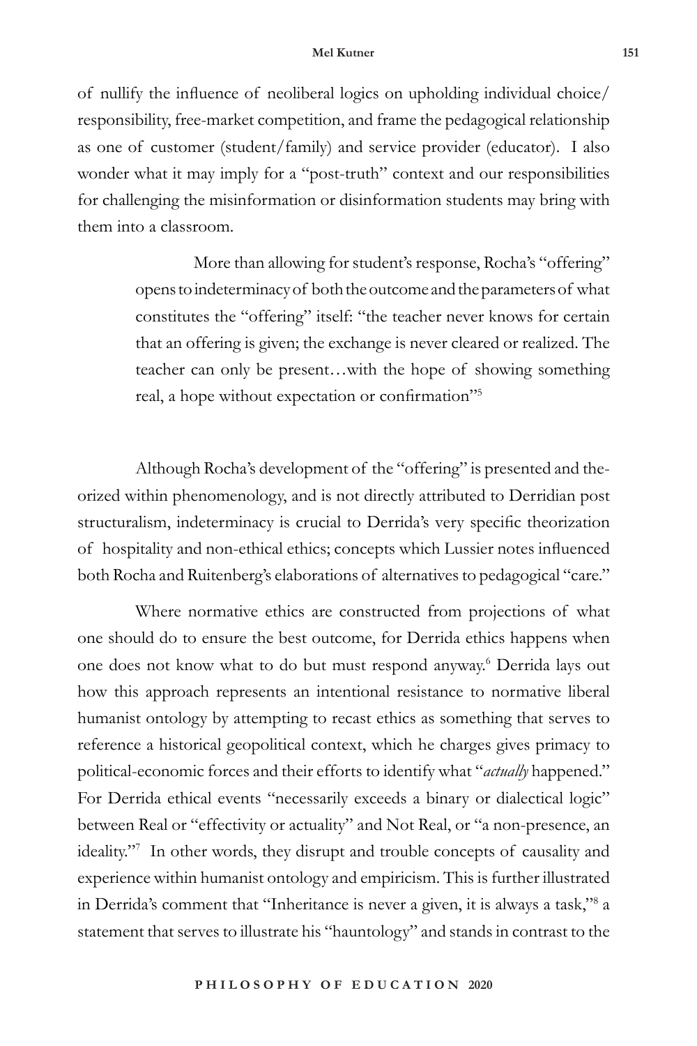of nullify the influence of neoliberal logics on upholding individual choice/responsibility, free-market competition, and frame the pedagogical relationship as one of customer (student/family) and service provider (educator). I also wonder what it may imply for a "post-truth" context and our responsibilities for challenging the misinformation or disinformation students may bring with them into a classroom.

> More than allowing for student's response, Rocha's "offering" opens to indeterminacy of both the outcome and the parameters of what constitutes the "offering" itself: "the teacher never knows for certain that an offering is given; the exchange is never cleared or realized. The teacher can only be present…with the hope of showing something real, a hope without expectation or confirmation"[5]

Although Rocha's development of the "offering" is presented and theorized within phenomenology, and is not directly attributed to Derridian post structuralism, indeterminacy is crucial to Derrida's very specific theorization of hospitality and non-ethical ethics; concepts which Lussier notes influenced both Rocha and Ruitenberg's elaborations of alternatives to pedagogical "care."

Where normative ethics are constructed from projections of what one should do to ensure the best outcome, for Derrida ethics happens when one does not know what to do but must respond anyway.[6] Derrida lays out how this approach represents an intentional resistance to normative liberal humanist ontology by attempting to recast ethics as something that serves to reference a historical geopolitical context, which he charges gives primacy to political-economic forces and their efforts to identify what "*actually* happened." For Derrida ethical events "necessarily exceeds a binary or dialectical logic" between Real or "effectivity or actuality" and Not Real, or "a non-presence, an ideality."[7] In other words, they disrupt and trouble concepts of causality and experience within humanist ontology and empiricism. This is further illustrated in Derrida's comment that "Inheritance is never a given, it is always a task,"[8] a statement that serves to illustrate his "hauntology" and stands in contrast to the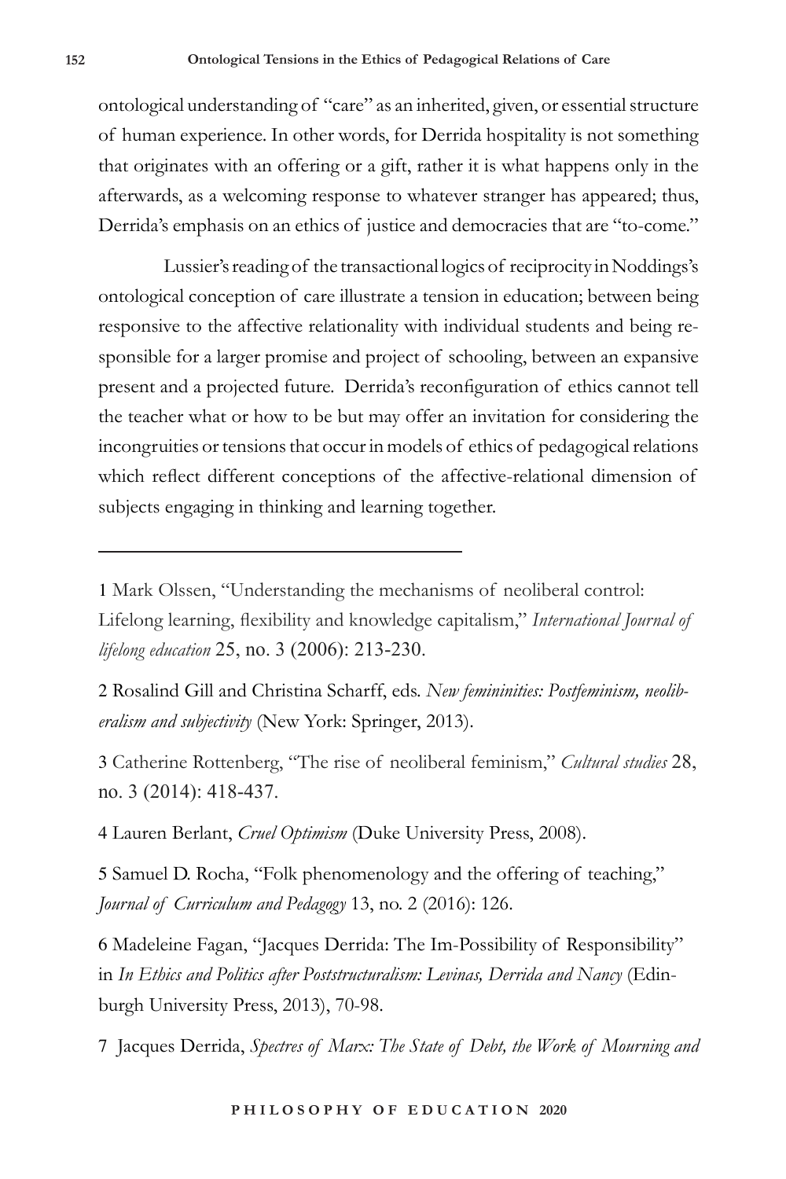ontological understanding of "care" as an inherited, given, or essential structure of human experience. In other words, for Derrida hospitality is not something that originates with an offering or a gift, rather it is what happens only in the afterwards, as a welcoming response to whatever stranger has appeared; thus, Derrida's emphasis on an ethics of justice and democracies that are "to-come."

Lussier's reading of the transactional logics of reciprocity in Noddings's ontological conception of care illustrate a tension in education; between being responsive to the affective relationality with individual students and being responsible for a larger promise and project of schooling, between an expansive present and a projected future. Derrida's reconfiguration of ethics cannot tell the teacher what or how to be but may offer an invitation for considering the incongruities or tensions that occur in models of ethics of pedagogical relations which reflect different conceptions of the affective-relational dimension of subjects engaging in thinking and learning together.

---

1 Mark Olssen, "Understanding the mechanisms of neoliberal control: Lifelong learning, flexibility and knowledge capitalism," *International Journal of lifelong education* 25, no. 3 (2006): 213-230.

2 Rosalind Gill and Christina Scharff, eds. *New femininities: Postfeminism, neoliberalism and subjectivity* (New York: Springer, 2013).

3 Catherine Rottenberg, "The rise of neoliberal feminism," *Cultural studies* 28, no. 3 (2014): 418-437.

4 Lauren Berlant, *Cruel Optimism* (Duke University Press, 2008).

5 Samuel D. Rocha, "Folk phenomenology and the offering of teaching," *Journal of Curriculum and Pedagogy* 13, no. 2 (2016): 126.

6 Madeleine Fagan, "Jacques Derrida: The Im-Possibility of Responsibility" in *In Ethics and Politics after Poststructuralism: Levinas, Derrida and Nancy* (Edinburgh University Press, 2013), 70-98.

7 Jacques Derrida, *Spectres of Marx: The State of Debt, the Work of Mourning and*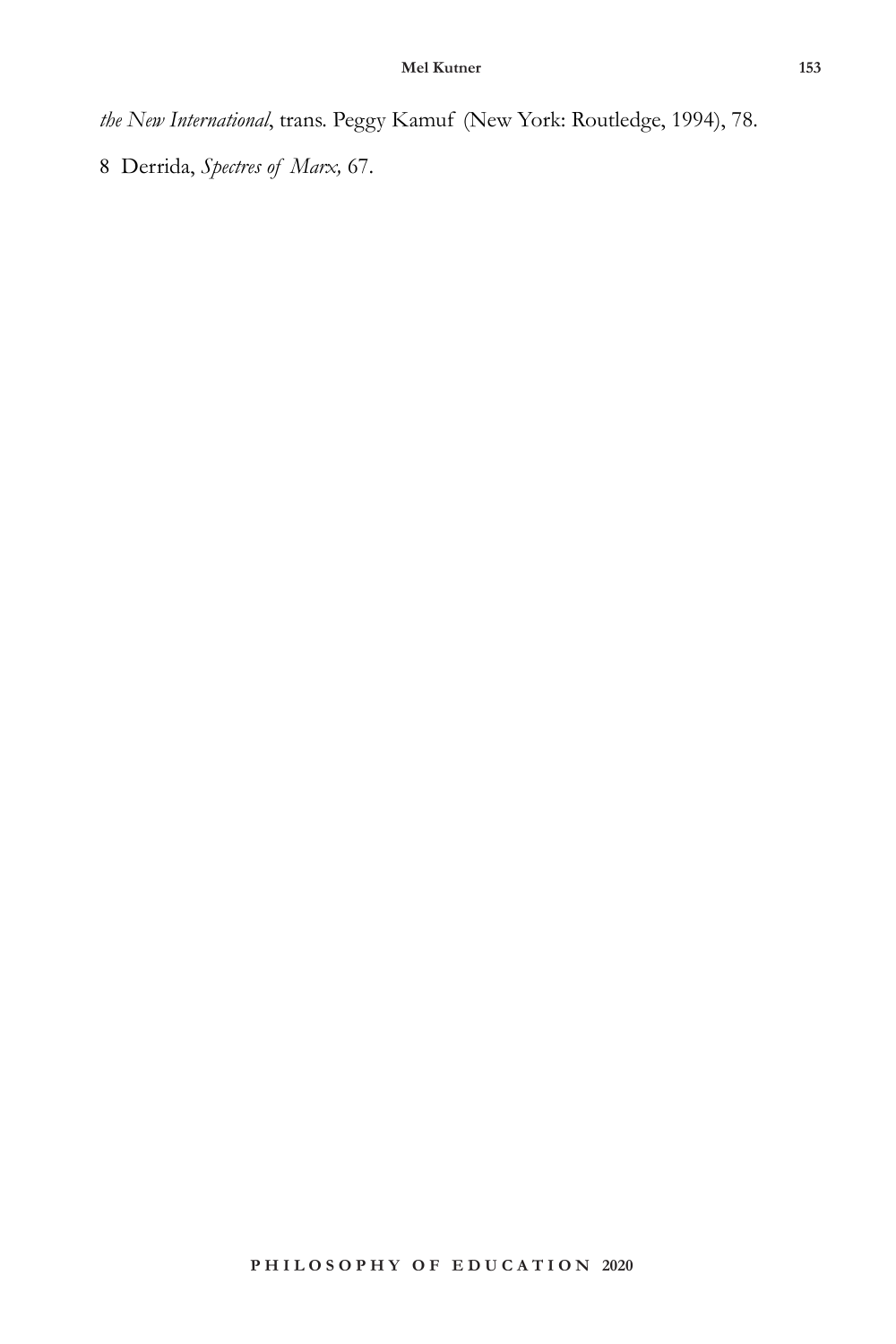*the New International*, trans. Peggy Kamuf (New York: Routledge, 1994), 78.

8 Derrida, *Spectres of Marx,* 67.